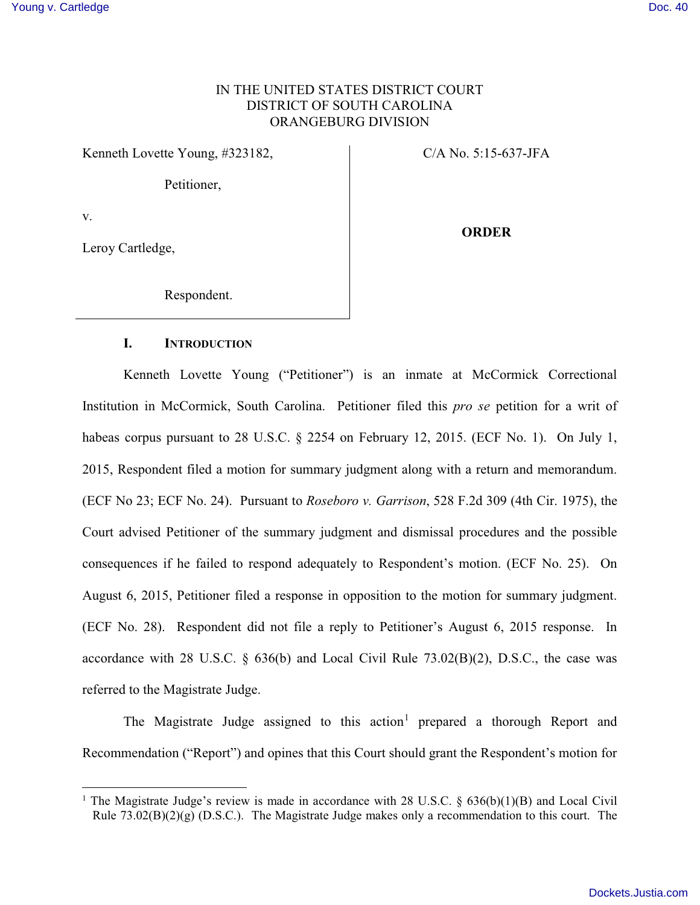IN THE UNITED STATES DISTRICT COURT
DISTRICT OF SOUTH CAROLINA
ORANGEBURG DIVISION

| | |
|---|---|
| Kenneth Lovette Young, #323182,<br><br>Petitioner,<br><br>v.<br><br>Leroy Cartledge,<br><br>Respondent. | C/A No. 5:15-637-JFA<br><br>**ORDER** |

## I. INTRODUCTION

Kenneth Lovette Young ("Petitioner") is an inmate at McCormick Correctional Institution in McCormick, South Carolina. Petitioner filed this *pro se* petition for a writ of habeas corpus pursuant to 28 U.S.C. § 2254 on February 12, 2015. (ECF No. 1). On July 1, 2015, Respondent filed a motion for summary judgment along with a return and memorandum. (ECF No 23; ECF No. 24). Pursuant to *Roseboro v. Garrison*, 528 F.2d 309 (4th Cir. 1975), the Court advised Petitioner of the summary judgment and dismissal procedures and the possible consequences if he failed to respond adequately to Respondent's motion. (ECF No. 25). On August 6, 2015, Petitioner filed a response in opposition to the motion for summary judgment. (ECF No. 28). Respondent did not file a reply to Petitioner's August 6, 2015 response. In accordance with 28 U.S.C. § 636(b) and Local Civil Rule 73.02(B)(2), D.S.C., the case was referred to the Magistrate Judge.

The Magistrate Judge assigned to this action[1] prepared a thorough Report and Recommendation ("Report") and opines that this Court should grant the Respondent's motion for

[1] The Magistrate Judge's review is made in accordance with 28 U.S.C. § 636(b)(1)(B) and Local Civil Rule 73.02(B)(2)(g) (D.S.C.). The Magistrate Judge makes only a recommendation to this court. The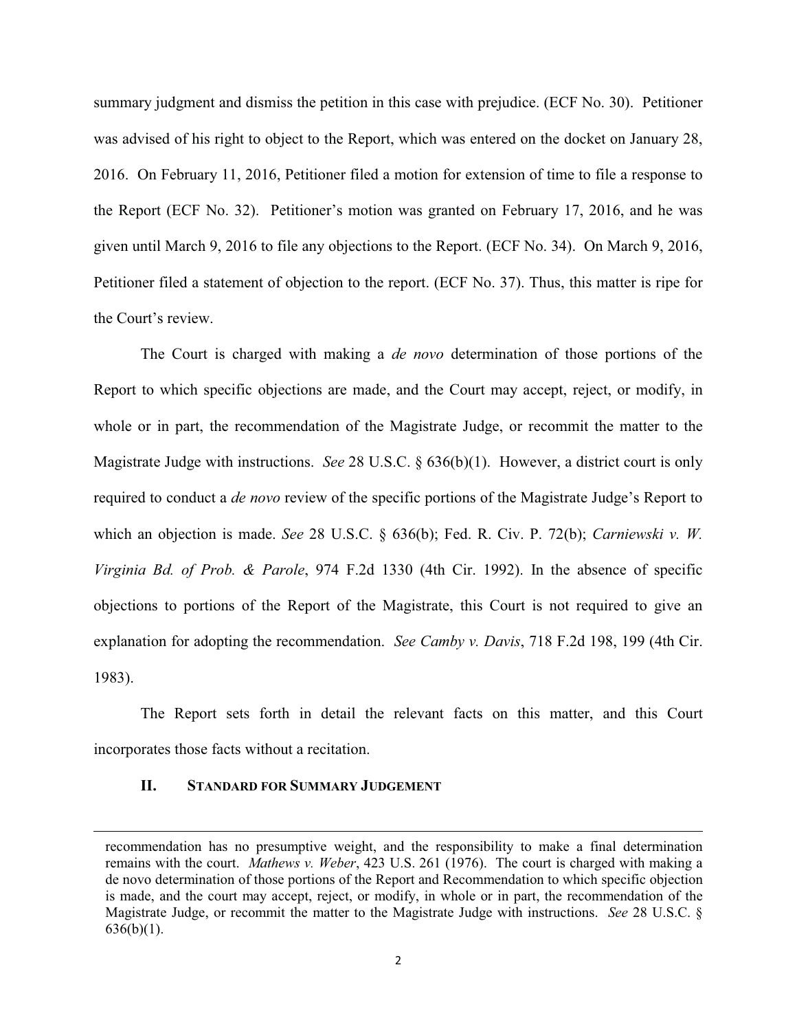summary judgment and dismiss the petition in this case with prejudice. (ECF No. 30). Petitioner was advised of his right to object to the Report, which was entered on the docket on January 28, 2016. On February 11, 2016, Petitioner filed a motion for extension of time to file a response to the Report (ECF No. 32). Petitioner's motion was granted on February 17, 2016, and he was given until March 9, 2016 to file any objections to the Report. (ECF No. 34). On March 9, 2016, Petitioner filed a statement of objection to the report. (ECF No. 37). Thus, this matter is ripe for the Court's review.

The Court is charged with making a *de novo* determination of those portions of the Report to which specific objections are made, and the Court may accept, reject, or modify, in whole or in part, the recommendation of the Magistrate Judge, or recommit the matter to the Magistrate Judge with instructions. *See* 28 U.S.C. § 636(b)(1). However, a district court is only required to conduct a *de novo* review of the specific portions of the Magistrate Judge's Report to which an objection is made. *See* 28 U.S.C. § 636(b); Fed. R. Civ. P. 72(b); *Carniewski v. W. Virginia Bd. of Prob. & Parole*, 974 F.2d 1330 (4th Cir. 1992). In the absence of specific objections to portions of the Report of the Magistrate, this Court is not required to give an explanation for adopting the recommendation. *See Camby v. Davis*, 718 F.2d 198, 199 (4th Cir. 1983).

The Report sets forth in detail the relevant facts on this matter, and this Court incorporates those facts without a recitation.

## II. STANDARD FOR SUMMARY JUDGEMENT

---

recommendation has no presumptive weight, and the responsibility to make a final determination remains with the court. *Mathews v. Weber*, 423 U.S. 261 (1976). The court is charged with making a de novo determination of those portions of the Report and Recommendation to which specific objection is made, and the court may accept, reject, or modify, in whole or in part, the recommendation of the Magistrate Judge, or recommit the matter to the Magistrate Judge with instructions. *See* 28 U.S.C. § 636(b)(1).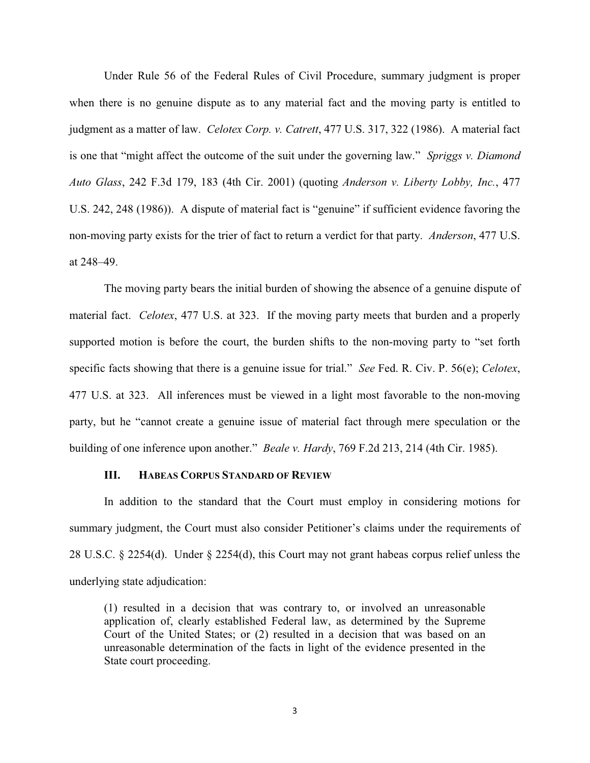Under Rule 56 of the Federal Rules of Civil Procedure, summary judgment is proper when there is no genuine dispute as to any material fact and the moving party is entitled to judgment as a matter of law. *Celotex Corp. v. Catrett*, 477 U.S. 317, 322 (1986). A material fact is one that "might affect the outcome of the suit under the governing law." *Spriggs v. Diamond Auto Glass*, 242 F.3d 179, 183 (4th Cir. 2001) (quoting *Anderson v. Liberty Lobby, Inc.*, 477 U.S. 242, 248 (1986)). A dispute of material fact is "genuine" if sufficient evidence favoring the non-moving party exists for the trier of fact to return a verdict for that party. *Anderson*, 477 U.S. at 248–49.

The moving party bears the initial burden of showing the absence of a genuine dispute of material fact. *Celotex*, 477 U.S. at 323. If the moving party meets that burden and a properly supported motion is before the court, the burden shifts to the non-moving party to "set forth specific facts showing that there is a genuine issue for trial." *See* Fed. R. Civ. P. 56(e); *Celotex*, 477 U.S. at 323. All inferences must be viewed in a light most favorable to the non-moving party, but he "cannot create a genuine issue of material fact through mere speculation or the building of one inference upon another." *Beale v. Hardy*, 769 F.2d 213, 214 (4th Cir. 1985).

### III. HABEAS CORPUS STANDARD OF REVIEW

In addition to the standard that the Court must employ in considering motions for summary judgment, the Court must also consider Petitioner's claims under the requirements of 28 U.S.C. § 2254(d). Under § 2254(d), this Court may not grant habeas corpus relief unless the underlying state adjudication:

> (1) resulted in a decision that was contrary to, or involved an unreasonable application of, clearly established Federal law, as determined by the Supreme Court of the United States; or (2) resulted in a decision that was based on an unreasonable determination of the facts in light of the evidence presented in the State court proceeding.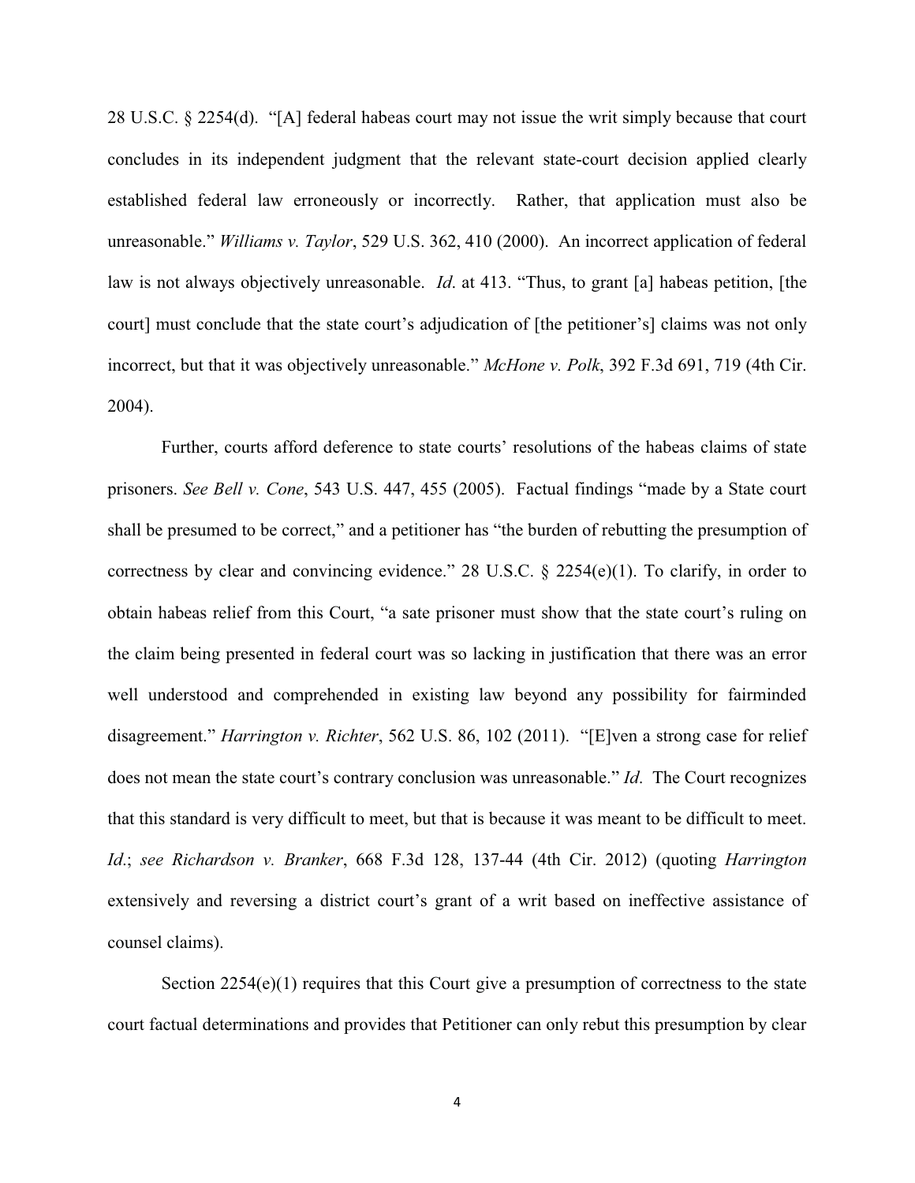28 U.S.C. § 2254(d). "[A] federal habeas court may not issue the writ simply because that court concludes in its independent judgment that the relevant state-court decision applied clearly established federal law erroneously or incorrectly. Rather, that application must also be unreasonable." *Williams v. Taylor*, 529 U.S. 362, 410 (2000). An incorrect application of federal law is not always objectively unreasonable. *Id*. at 413. "Thus, to grant [a] habeas petition, [the court] must conclude that the state court's adjudication of [the petitioner's] claims was not only incorrect, but that it was objectively unreasonable." *McHone v. Polk*, 392 F.3d 691, 719 (4th Cir. 2004).

Further, courts afford deference to state courts' resolutions of the habeas claims of state prisoners. *See Bell v. Cone*, 543 U.S. 447, 455 (2005). Factual findings "made by a State court shall be presumed to be correct," and a petitioner has "the burden of rebutting the presumption of correctness by clear and convincing evidence." 28 U.S.C. § 2254(e)(1). To clarify, in order to obtain habeas relief from this Court, "a sate prisoner must show that the state court's ruling on the claim being presented in federal court was so lacking in justification that there was an error well understood and comprehended in existing law beyond any possibility for fairminded disagreement." *Harrington v. Richter*, 562 U.S. 86, 102 (2011). "[E]ven a strong case for relief does not mean the state court's contrary conclusion was unreasonable." *Id*. The Court recognizes that this standard is very difficult to meet, but that is because it was meant to be difficult to meet. *Id*.; *see Richardson v. Branker*, 668 F.3d 128, 137-44 (4th Cir. 2012) (quoting *Harrington* extensively and reversing a district court's grant of a writ based on ineffective assistance of counsel claims).

Section 2254(e)(1) requires that this Court give a presumption of correctness to the state court factual determinations and provides that Petitioner can only rebut this presumption by clear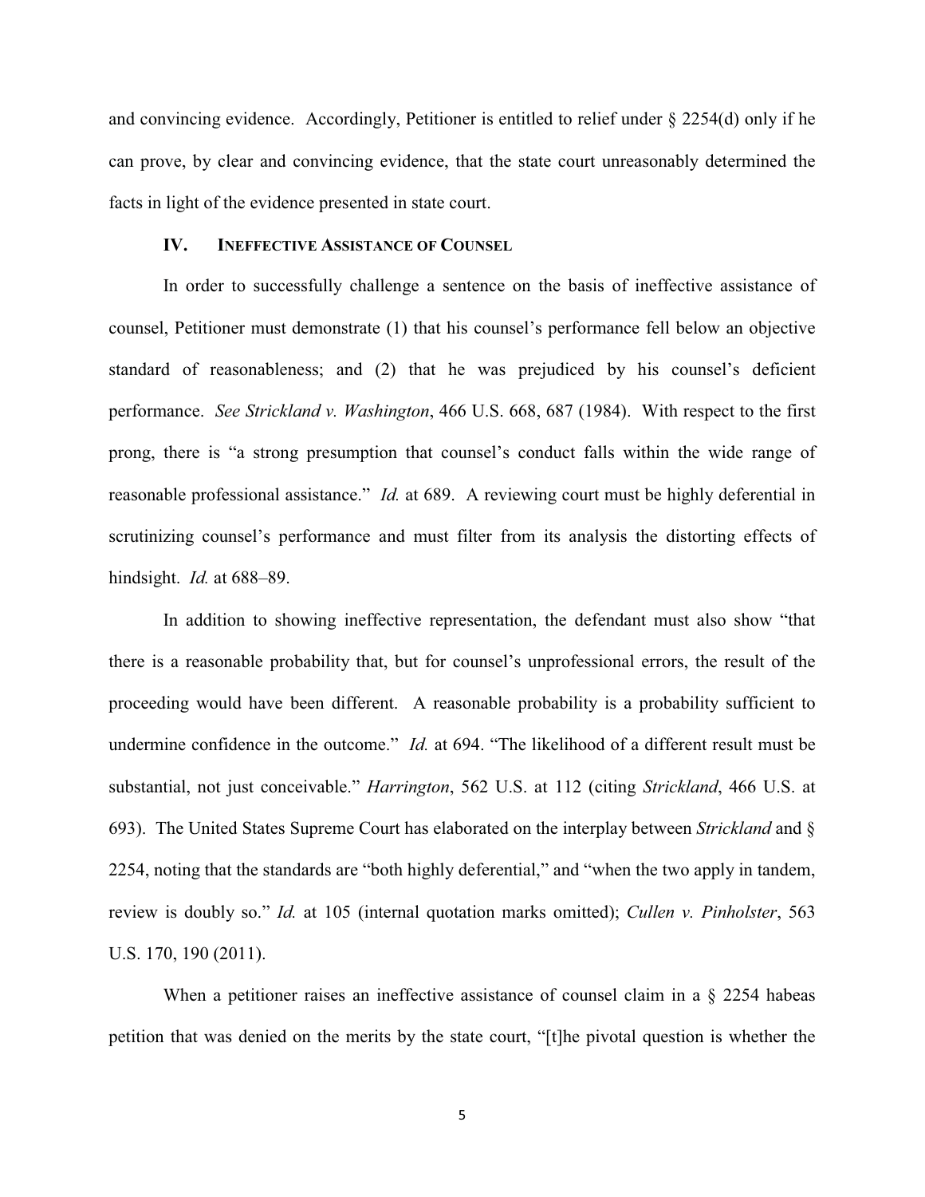and convincing evidence. Accordingly, Petitioner is entitled to relief under § 2254(d) only if he can prove, by clear and convincing evidence, that the state court unreasonably determined the facts in light of the evidence presented in state court.

## IV. Ineffective Assistance of Counsel

In order to successfully challenge a sentence on the basis of ineffective assistance of counsel, Petitioner must demonstrate (1) that his counsel's performance fell below an objective standard of reasonableness; and (2) that he was prejudiced by his counsel's deficient performance. *See Strickland v. Washington*, 466 U.S. 668, 687 (1984). With respect to the first prong, there is "a strong presumption that counsel's conduct falls within the wide range of reasonable professional assistance." *Id.* at 689. A reviewing court must be highly deferential in scrutinizing counsel's performance and must filter from its analysis the distorting effects of hindsight. *Id.* at 688–89.

In addition to showing ineffective representation, the defendant must also show "that there is a reasonable probability that, but for counsel's unprofessional errors, the result of the proceeding would have been different. A reasonable probability is a probability sufficient to undermine confidence in the outcome." *Id.* at 694. "The likelihood of a different result must be substantial, not just conceivable." *Harrington*, 562 U.S. at 112 (citing *Strickland*, 466 U.S. at 693). The United States Supreme Court has elaborated on the interplay between *Strickland* and § 2254, noting that the standards are "both highly deferential," and "when the two apply in tandem, review is doubly so." *Id.* at 105 (internal quotation marks omitted); *Cullen v. Pinholster*, 563 U.S. 170, 190 (2011).

When a petitioner raises an ineffective assistance of counsel claim in a § 2254 habeas petition that was denied on the merits by the state court, "[t]he pivotal question is whether the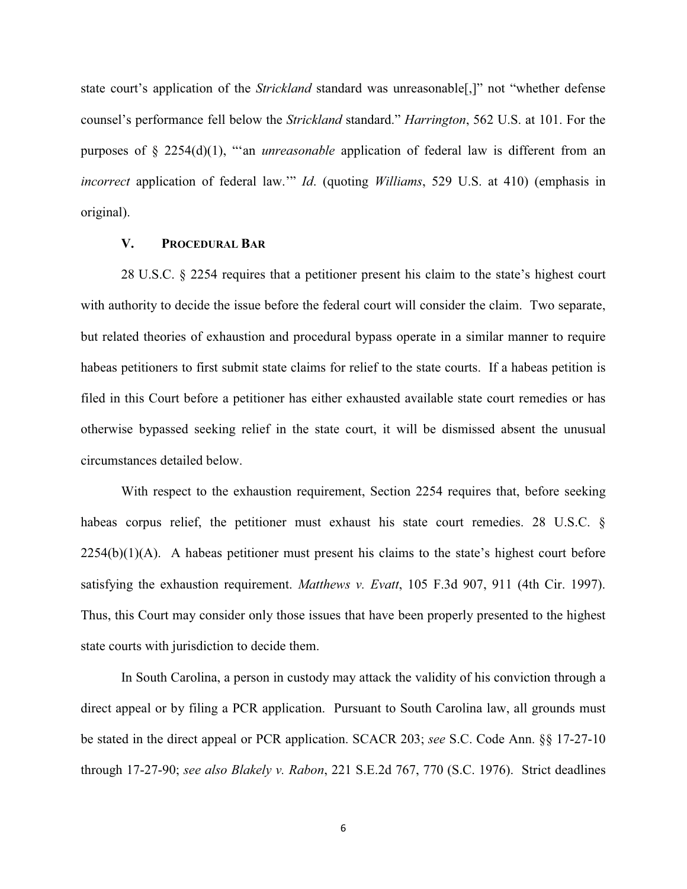state court's application of the *Strickland* standard was unreasonable[,]" not "whether defense counsel's performance fell below the *Strickland* standard." *Harrington*, 562 U.S. at 101. For the purposes of § 2254(d)(1), "'an *unreasonable* application of federal law is different from an *incorrect* application of federal law.'" *Id*. (quoting *Williams*, 529 U.S. at 410) (emphasis in original).

## V. PROCEDURAL BAR

28 U.S.C. § 2254 requires that a petitioner present his claim to the state's highest court with authority to decide the issue before the federal court will consider the claim. Two separate, but related theories of exhaustion and procedural bypass operate in a similar manner to require habeas petitioners to first submit state claims for relief to the state courts. If a habeas petition is filed in this Court before a petitioner has either exhausted available state court remedies or has otherwise bypassed seeking relief in the state court, it will be dismissed absent the unusual circumstances detailed below.

With respect to the exhaustion requirement, Section 2254 requires that, before seeking habeas corpus relief, the petitioner must exhaust his state court remedies. 28 U.S.C. § 2254(b)(1)(A). A habeas petitioner must present his claims to the state's highest court before satisfying the exhaustion requirement. *Matthews v. Evatt*, 105 F.3d 907, 911 (4th Cir. 1997). Thus, this Court may consider only those issues that have been properly presented to the highest state courts with jurisdiction to decide them.

In South Carolina, a person in custody may attack the validity of his conviction through a direct appeal or by filing a PCR application. Pursuant to South Carolina law, all grounds must be stated in the direct appeal or PCR application. SCACR 203; *see* S.C. Code Ann. §§ 17-27-10 through 17-27-90; *see also Blakely v. Rabon*, 221 S.E.2d 767, 770 (S.C. 1976). Strict deadlines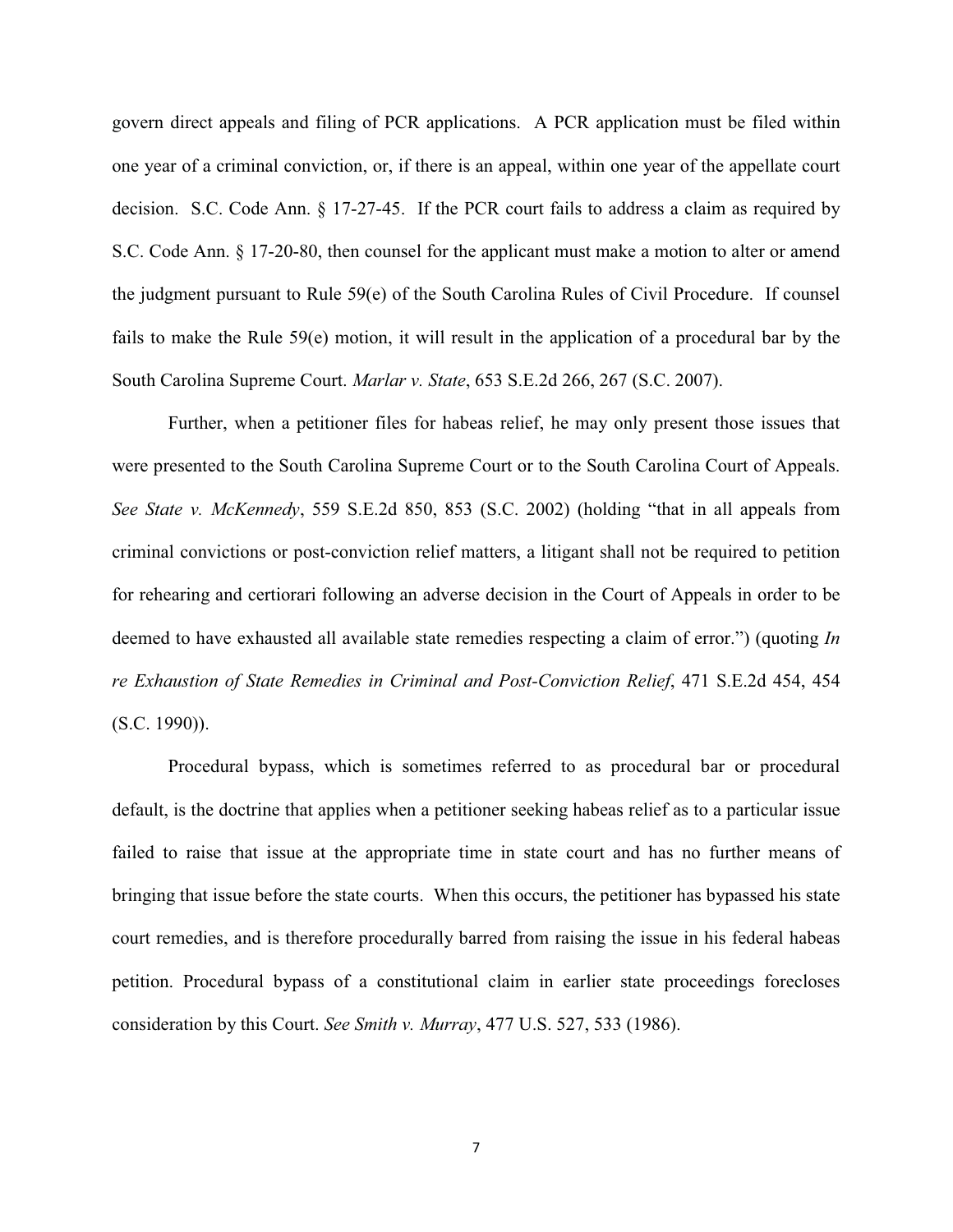govern direct appeals and filing of PCR applications. A PCR application must be filed within one year of a criminal conviction, or, if there is an appeal, within one year of the appellate court decision. S.C. Code Ann. § 17-27-45. If the PCR court fails to address a claim as required by S.C. Code Ann. § 17-20-80, then counsel for the applicant must make a motion to alter or amend the judgment pursuant to Rule 59(e) of the South Carolina Rules of Civil Procedure. If counsel fails to make the Rule 59(e) motion, it will result in the application of a procedural bar by the South Carolina Supreme Court. *Marlar v. State*, 653 S.E.2d 266, 267 (S.C. 2007).

Further, when a petitioner files for habeas relief, he may only present those issues that were presented to the South Carolina Supreme Court or to the South Carolina Court of Appeals. *See State v. McKennedy*, 559 S.E.2d 850, 853 (S.C. 2002) (holding "that in all appeals from criminal convictions or post-conviction relief matters, a litigant shall not be required to petition for rehearing and certiorari following an adverse decision in the Court of Appeals in order to be deemed to have exhausted all available state remedies respecting a claim of error.") (quoting *In re Exhaustion of State Remedies in Criminal and Post-Conviction Relief*, 471 S.E.2d 454, 454 (S.C. 1990)).

Procedural bypass, which is sometimes referred to as procedural bar or procedural default, is the doctrine that applies when a petitioner seeking habeas relief as to a particular issue failed to raise that issue at the appropriate time in state court and has no further means of bringing that issue before the state courts. When this occurs, the petitioner has bypassed his state court remedies, and is therefore procedurally barred from raising the issue in his federal habeas petition. Procedural bypass of a constitutional claim in earlier state proceedings forecloses consideration by this Court. *See Smith v. Murray*, 477 U.S. 527, 533 (1986).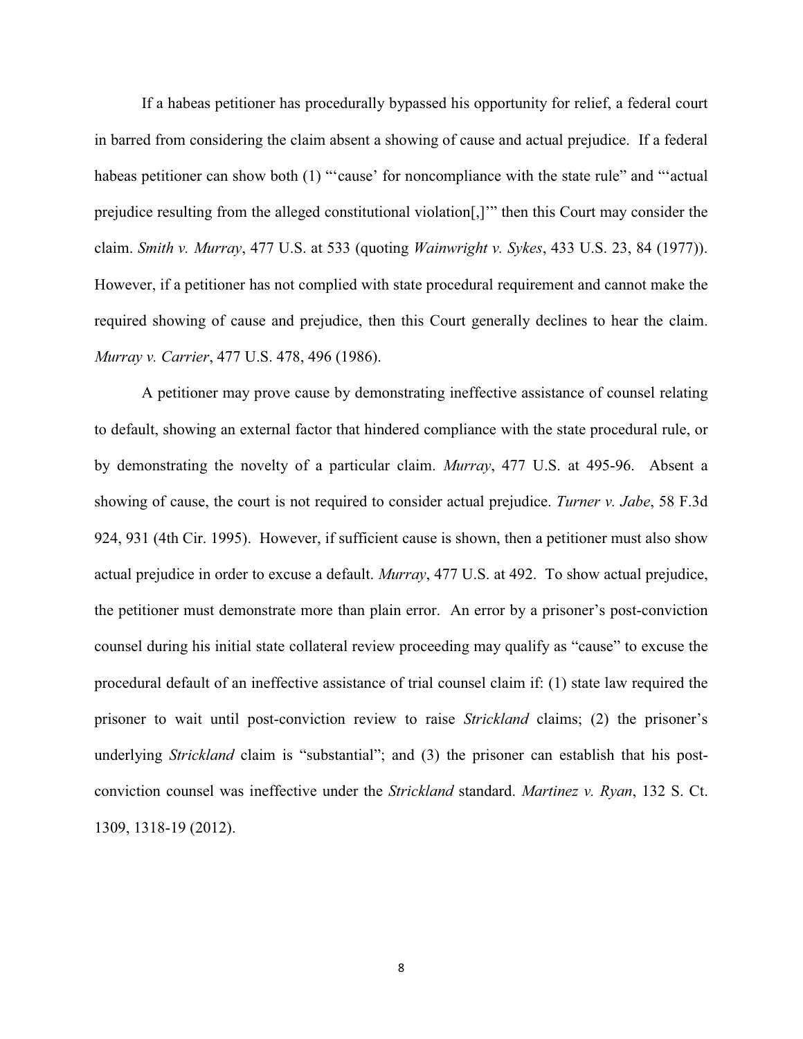If a habeas petitioner has procedurally bypassed his opportunity for relief, a federal court in barred from considering the claim absent a showing of cause and actual prejudice. If a federal habeas petitioner can show both (1) "'cause' for noncompliance with the state rule" and "'actual prejudice resulting from the alleged constitutional violation[,]'" then this Court may consider the claim. *Smith v. Murray*, 477 U.S. at 533 (quoting *Wainwright v. Sykes*, 433 U.S. 23, 84 (1977)). However, if a petitioner has not complied with state procedural requirement and cannot make the required showing of cause and prejudice, then this Court generally declines to hear the claim. *Murray v. Carrier*, 477 U.S. 478, 496 (1986).

A petitioner may prove cause by demonstrating ineffective assistance of counsel relating to default, showing an external factor that hindered compliance with the state procedural rule, or by demonstrating the novelty of a particular claim. *Murray*, 477 U.S. at 495-96. Absent a showing of cause, the court is not required to consider actual prejudice. *Turner v. Jabe*, 58 F.3d 924, 931 (4th Cir. 1995). However, if sufficient cause is shown, then a petitioner must also show actual prejudice in order to excuse a default. *Murray*, 477 U.S. at 492. To show actual prejudice, the petitioner must demonstrate more than plain error. An error by a prisoner's post-conviction counsel during his initial state collateral review proceeding may qualify as "cause" to excuse the procedural default of an ineffective assistance of trial counsel claim if: (1) state law required the prisoner to wait until post-conviction review to raise *Strickland* claims; (2) the prisoner's underlying *Strickland* claim is "substantial"; and (3) the prisoner can establish that his post-conviction counsel was ineffective under the *Strickland* standard. *Martinez v. Ryan*, 132 S. Ct. 1309, 1318-19 (2012).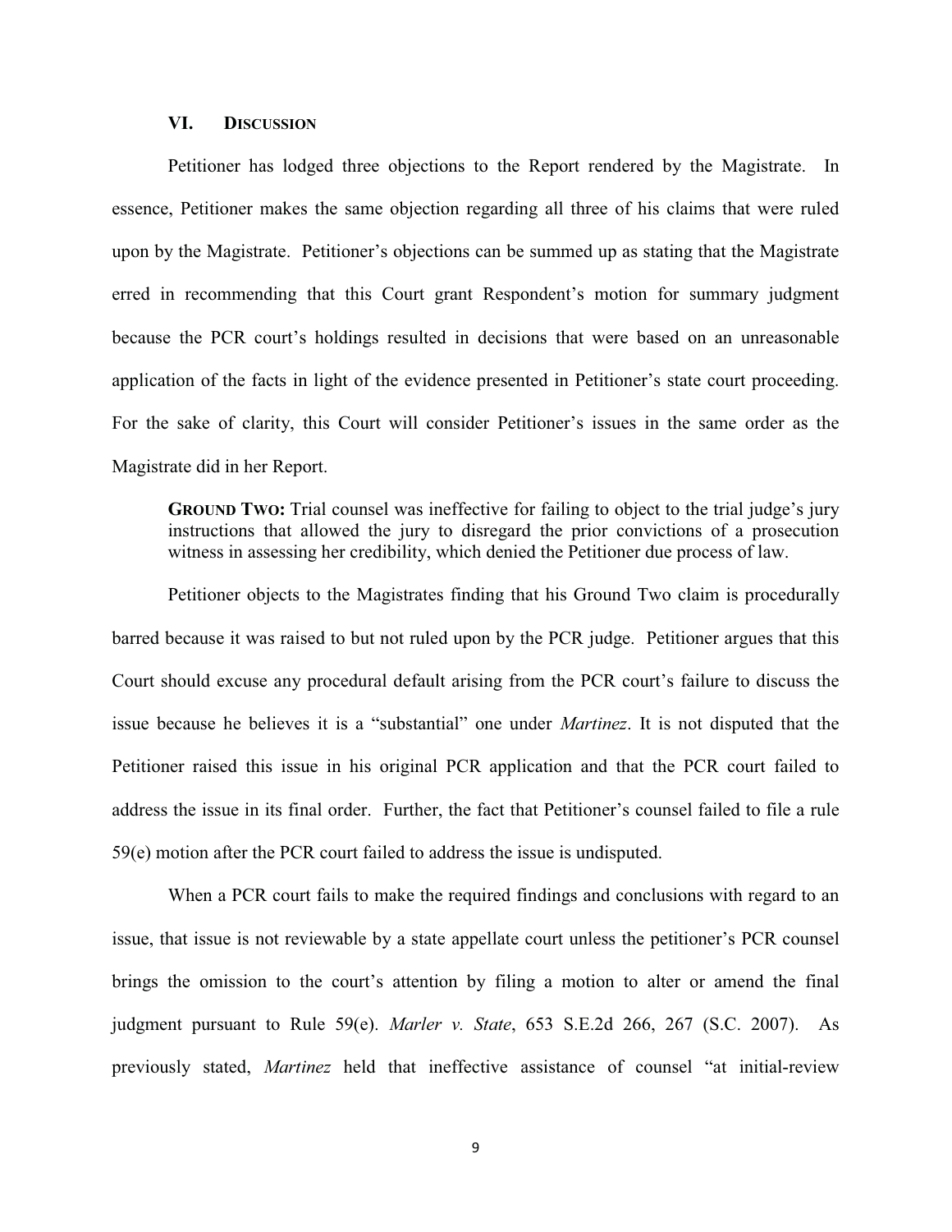## VI. DISCUSSION

Petitioner has lodged three objections to the Report rendered by the Magistrate. In essence, Petitioner makes the same objection regarding all three of his claims that were ruled upon by the Magistrate. Petitioner's objections can be summed up as stating that the Magistrate erred in recommending that this Court grant Respondent's motion for summary judgment because the PCR court's holdings resulted in decisions that were based on an unreasonable application of the facts in light of the evidence presented in Petitioner's state court proceeding. For the sake of clarity, this Court will consider Petitioner's issues in the same order as the Magistrate did in her Report.

> **GROUND TWO:** Trial counsel was ineffective for failing to object to the trial judge's jury instructions that allowed the jury to disregard the prior convictions of a prosecution witness in assessing her credibility, which denied the Petitioner due process of law.

Petitioner objects to the Magistrates finding that his Ground Two claim is procedurally barred because it was raised to but not ruled upon by the PCR judge. Petitioner argues that this Court should excuse any procedural default arising from the PCR court's failure to discuss the issue because he believes it is a "substantial" one under *Martinez*. It is not disputed that the Petitioner raised this issue in his original PCR application and that the PCR court failed to address the issue in its final order. Further, the fact that Petitioner's counsel failed to file a rule 59(e) motion after the PCR court failed to address the issue is undisputed.

When a PCR court fails to make the required findings and conclusions with regard to an issue, that issue is not reviewable by a state appellate court unless the petitioner's PCR counsel brings the omission to the court's attention by filing a motion to alter or amend the final judgment pursuant to Rule 59(e). *Marler v. State*, 653 S.E.2d 266, 267 (S.C. 2007). As previously stated, *Martinez* held that ineffective assistance of counsel "at initial-review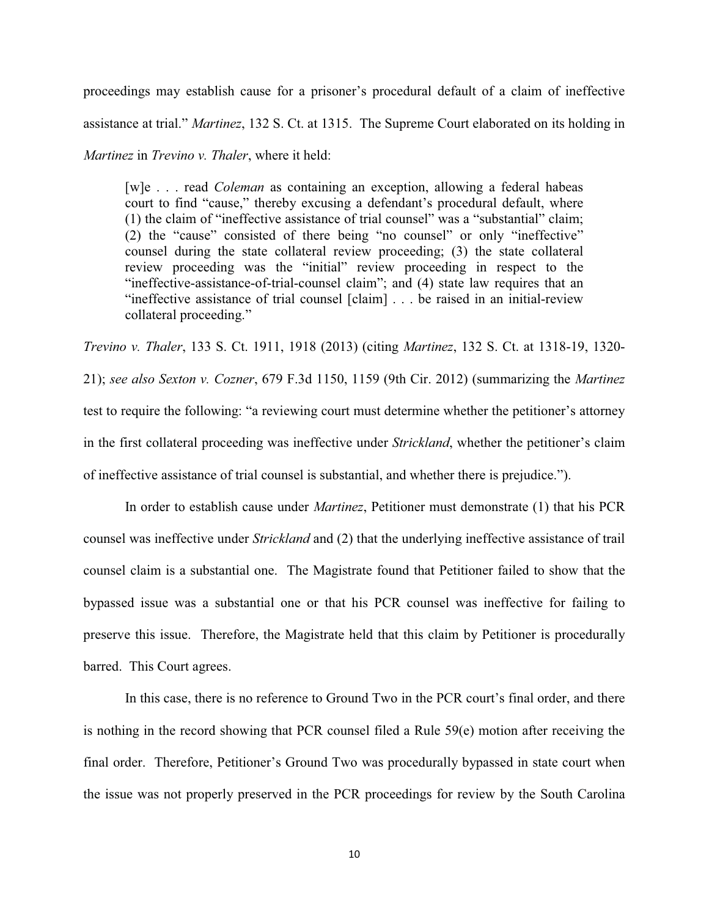proceedings may establish cause for a prisoner's procedural default of a claim of ineffective assistance at trial." *Martinez*, 132 S. Ct. at 1315. The Supreme Court elaborated on its holding in *Martinez* in *Trevino v. Thaler*, where it held:

> [w]e . . . read *Coleman* as containing an exception, allowing a federal habeas court to find "cause," thereby excusing a defendant's procedural default, where (1) the claim of "ineffective assistance of trial counsel" was a "substantial" claim; (2) the "cause" consisted of there being "no counsel" or only "ineffective" counsel during the state collateral review proceeding; (3) the state collateral review proceeding was the "initial" review proceeding in respect to the "ineffective-assistance-of-trial-counsel claim"; and (4) state law requires that an "ineffective assistance of trial counsel [claim] . . . be raised in an initial-review collateral proceeding."

*Trevino v. Thaler*, 133 S. Ct. 1911, 1918 (2013) (citing *Martinez*, 132 S. Ct. at 1318-19, 1320-21); *see also Sexton v. Cozner*, 679 F.3d 1150, 1159 (9th Cir. 2012) (summarizing the *Martinez* test to require the following: "a reviewing court must determine whether the petitioner's attorney in the first collateral proceeding was ineffective under *Strickland*, whether the petitioner's claim of ineffective assistance of trial counsel is substantial, and whether there is prejudice.").

In order to establish cause under *Martinez*, Petitioner must demonstrate (1) that his PCR counsel was ineffective under *Strickland* and (2) that the underlying ineffective assistance of trail counsel claim is a substantial one. The Magistrate found that Petitioner failed to show that the bypassed issue was a substantial one or that his PCR counsel was ineffective for failing to preserve this issue. Therefore, the Magistrate held that this claim by Petitioner is procedurally barred. This Court agrees.

In this case, there is no reference to Ground Two in the PCR court's final order, and there is nothing in the record showing that PCR counsel filed a Rule 59(e) motion after receiving the final order. Therefore, Petitioner's Ground Two was procedurally bypassed in state court when the issue was not properly preserved in the PCR proceedings for review by the South Carolina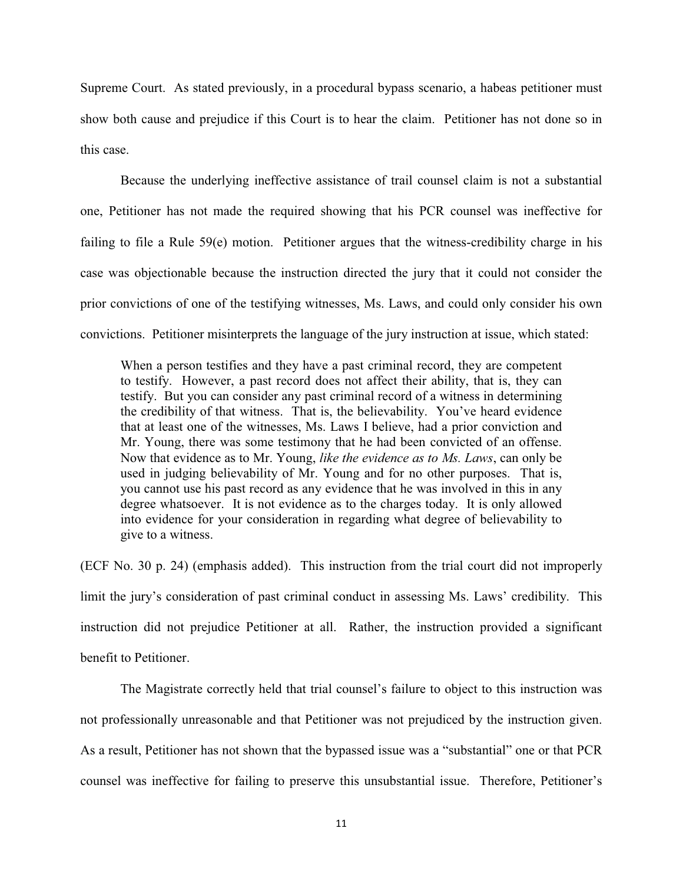Supreme Court. As stated previously, in a procedural bypass scenario, a habeas petitioner must show both cause and prejudice if this Court is to hear the claim. Petitioner has not done so in this case.

Because the underlying ineffective assistance of trail counsel claim is not a substantial one, Petitioner has not made the required showing that his PCR counsel was ineffective for failing to file a Rule 59(e) motion. Petitioner argues that the witness-credibility charge in his case was objectionable because the instruction directed the jury that it could not consider the prior convictions of one of the testifying witnesses, Ms. Laws, and could only consider his own convictions. Petitioner misinterprets the language of the jury instruction at issue, which stated:

> When a person testifies and they have a past criminal record, they are competent to testify. However, a past record does not affect their ability, that is, they can testify. But you can consider any past criminal record of a witness in determining the credibility of that witness. That is, the believability. You've heard evidence that at least one of the witnesses, Ms. Laws I believe, had a prior conviction and Mr. Young, there was some testimony that he had been convicted of an offense. Now that evidence as to Mr. Young, *like the evidence as to Ms. Laws*, can only be used in judging believability of Mr. Young and for no other purposes. That is, you cannot use his past record as any evidence that he was involved in this in any degree whatsoever. It is not evidence as to the charges today. It is only allowed into evidence for your consideration in regarding what degree of believability to give to a witness.

(ECF No. 30 p. 24) (emphasis added). This instruction from the trial court did not improperly limit the jury's consideration of past criminal conduct in assessing Ms. Laws' credibility. This instruction did not prejudice Petitioner at all. Rather, the instruction provided a significant benefit to Petitioner.

The Magistrate correctly held that trial counsel's failure to object to this instruction was not professionally unreasonable and that Petitioner was not prejudiced by the instruction given. As a result, Petitioner has not shown that the bypassed issue was a "substantial" one or that PCR counsel was ineffective for failing to preserve this unsubstantial issue. Therefore, Petitioner's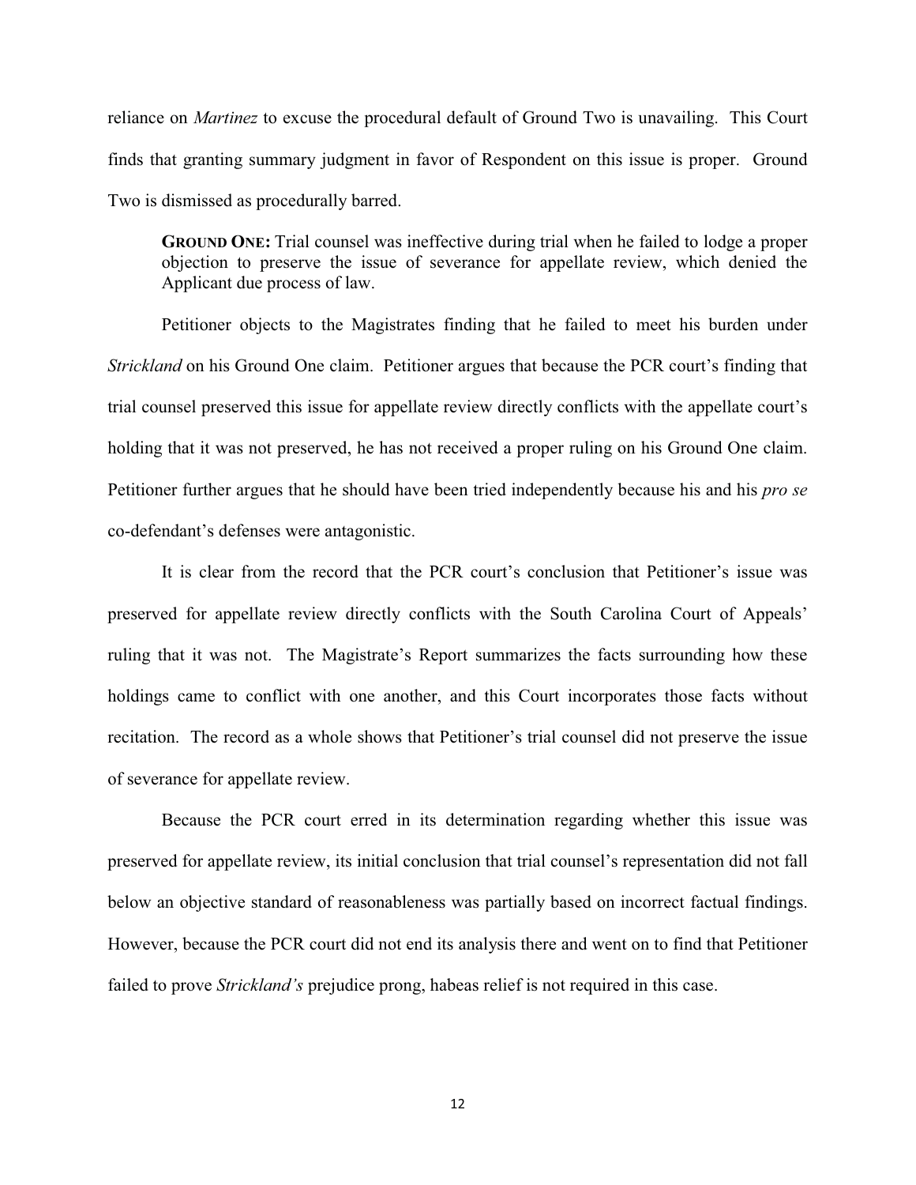reliance on *Martinez* to excuse the procedural default of Ground Two is unavailing. This Court finds that granting summary judgment in favor of Respondent on this issue is proper. Ground Two is dismissed as procedurally barred.

> **GROUND ONE:** Trial counsel was ineffective during trial when he failed to lodge a proper objection to preserve the issue of severance for appellate review, which denied the Applicant due process of law.

Petitioner objects to the Magistrates finding that he failed to meet his burden under *Strickland* on his Ground One claim. Petitioner argues that because the PCR court's finding that trial counsel preserved this issue for appellate review directly conflicts with the appellate court's holding that it was not preserved, he has not received a proper ruling on his Ground One claim. Petitioner further argues that he should have been tried independently because his and his *pro se* co-defendant's defenses were antagonistic.

It is clear from the record that the PCR court's conclusion that Petitioner's issue was preserved for appellate review directly conflicts with the South Carolina Court of Appeals' ruling that it was not. The Magistrate's Report summarizes the facts surrounding how these holdings came to conflict with one another, and this Court incorporates those facts without recitation. The record as a whole shows that Petitioner's trial counsel did not preserve the issue of severance for appellate review.

Because the PCR court erred in its determination regarding whether this issue was preserved for appellate review, its initial conclusion that trial counsel's representation did not fall below an objective standard of reasonableness was partially based on incorrect factual findings. However, because the PCR court did not end its analysis there and went on to find that Petitioner failed to prove *Strickland's* prejudice prong, habeas relief is not required in this case.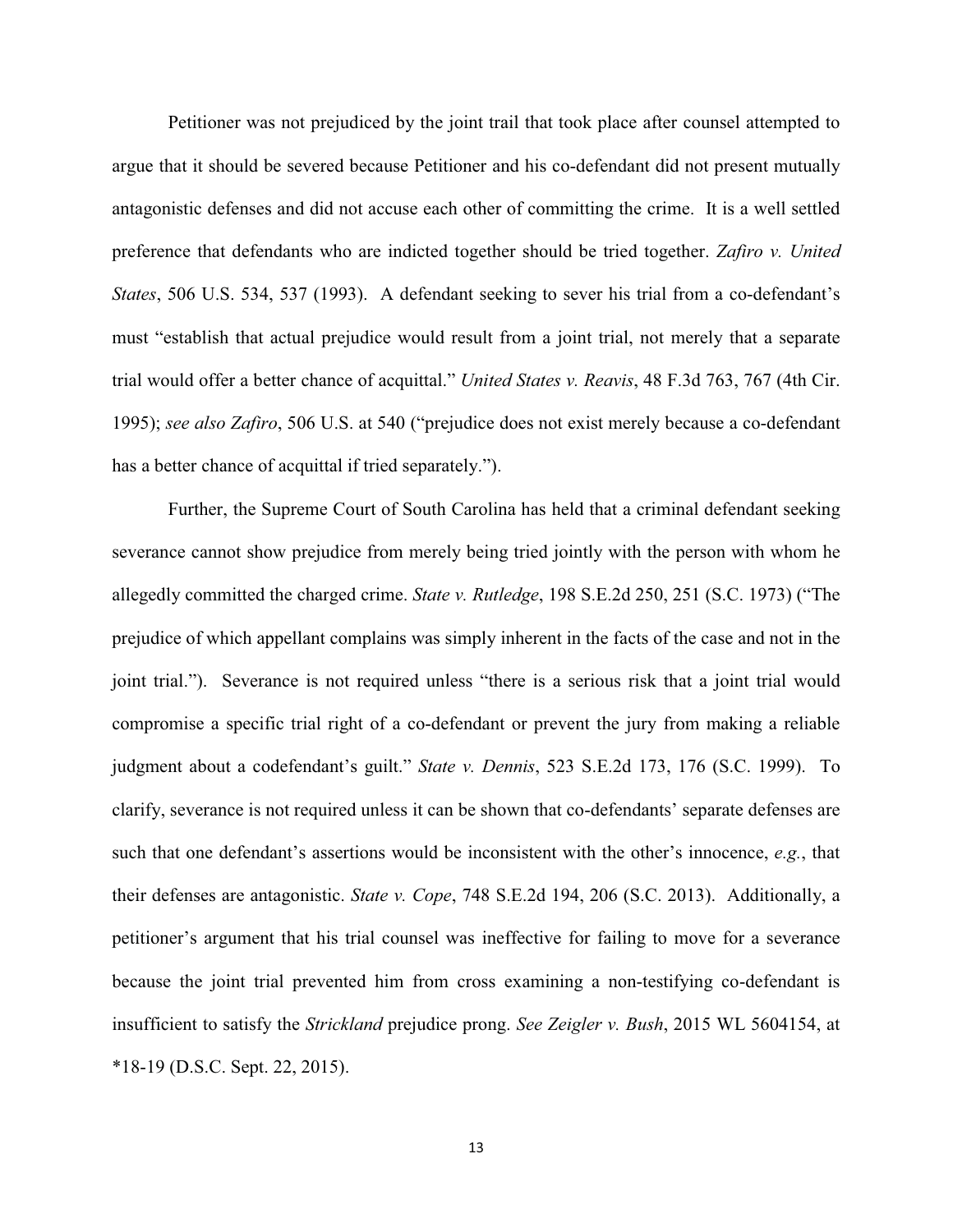Petitioner was not prejudiced by the joint trail that took place after counsel attempted to argue that it should be severed because Petitioner and his co-defendant did not present mutually antagonistic defenses and did not accuse each other of committing the crime. It is a well settled preference that defendants who are indicted together should be tried together. *Zafiro v. United States*, 506 U.S. 534, 537 (1993). A defendant seeking to sever his trial from a co-defendant's must "establish that actual prejudice would result from a joint trial, not merely that a separate trial would offer a better chance of acquittal." *United States v. Reavis*, 48 F.3d 763, 767 (4th Cir. 1995); *see also Zafiro*, 506 U.S. at 540 ("prejudice does not exist merely because a co-defendant has a better chance of acquittal if tried separately.").

Further, the Supreme Court of South Carolina has held that a criminal defendant seeking severance cannot show prejudice from merely being tried jointly with the person with whom he allegedly committed the charged crime. *State v. Rutledge*, 198 S.E.2d 250, 251 (S.C. 1973) ("The prejudice of which appellant complains was simply inherent in the facts of the case and not in the joint trial."). Severance is not required unless "there is a serious risk that a joint trial would compromise a specific trial right of a co-defendant or prevent the jury from making a reliable judgment about a codefendant's guilt." *State v. Dennis*, 523 S.E.2d 173, 176 (S.C. 1999). To clarify, severance is not required unless it can be shown that co-defendants' separate defenses are such that one defendant's assertions would be inconsistent with the other's innocence, *e.g.*, that their defenses are antagonistic. *State v. Cope*, 748 S.E.2d 194, 206 (S.C. 2013). Additionally, a petitioner's argument that his trial counsel was ineffective for failing to move for a severance because the joint trial prevented him from cross examining a non-testifying co-defendant is insufficient to satisfy the *Strickland* prejudice prong. *See Zeigler v. Bush*, 2015 WL 5604154, at *18-19 (D.S.C. Sept. 22, 2015).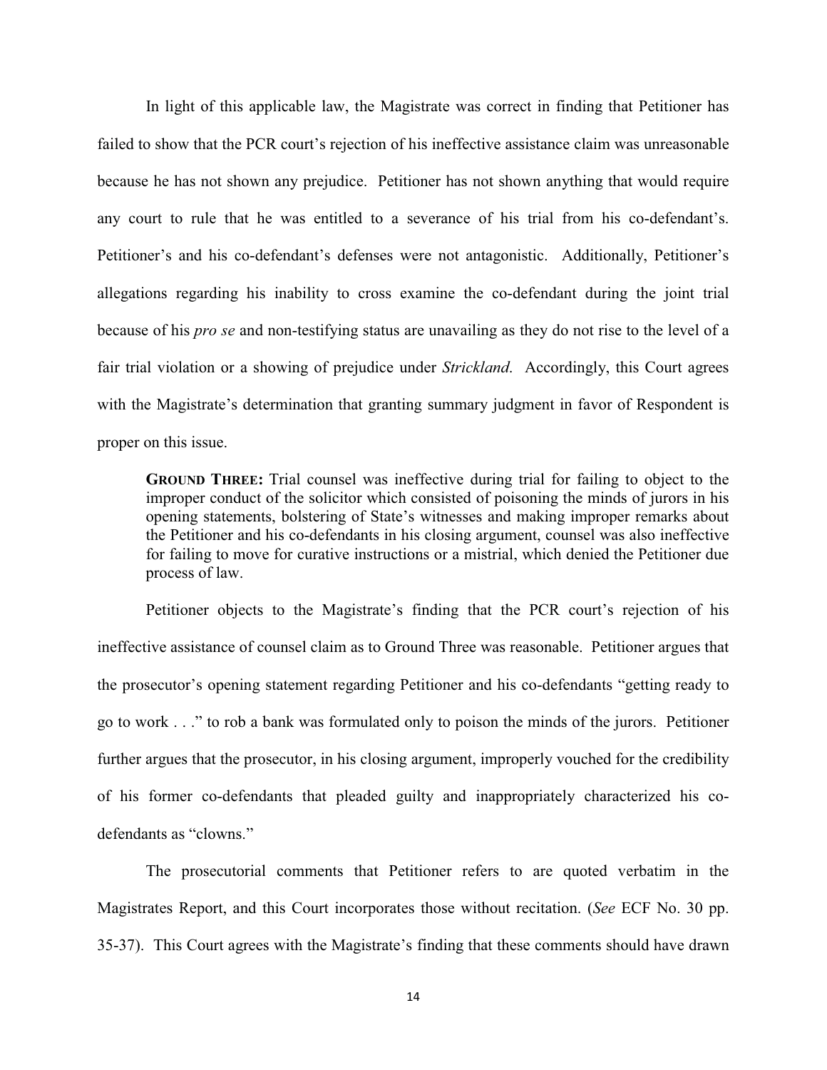In light of this applicable law, the Magistrate was correct in finding that Petitioner has failed to show that the PCR court's rejection of his ineffective assistance claim was unreasonable because he has not shown any prejudice. Petitioner has not shown anything that would require any court to rule that he was entitled to a severance of his trial from his co-defendant's. Petitioner's and his co-defendant's defenses were not antagonistic. Additionally, Petitioner's allegations regarding his inability to cross examine the co-defendant during the joint trial because of his *pro se* and non-testifying status are unavailing as they do not rise to the level of a fair trial violation or a showing of prejudice under *Strickland*. Accordingly, this Court agrees with the Magistrate's determination that granting summary judgment in favor of Respondent is proper on this issue.

> **GROUND THREE:** Trial counsel was ineffective during trial for failing to object to the improper conduct of the solicitor which consisted of poisoning the minds of jurors in his opening statements, bolstering of State's witnesses and making improper remarks about the Petitioner and his co-defendants in his closing argument, counsel was also ineffective for failing to move for curative instructions or a mistrial, which denied the Petitioner due process of law.

Petitioner objects to the Magistrate's finding that the PCR court's rejection of his ineffective assistance of counsel claim as to Ground Three was reasonable. Petitioner argues that the prosecutor's opening statement regarding Petitioner and his co-defendants "getting ready to go to work . . ." to rob a bank was formulated only to poison the minds of the jurors. Petitioner further argues that the prosecutor, in his closing argument, improperly vouched for the credibility of his former co-defendants that pleaded guilty and inappropriately characterized his co-defendants as "clowns."

The prosecutorial comments that Petitioner refers to are quoted verbatim in the Magistrates Report, and this Court incorporates those without recitation. (*See* ECF No. 30 pp. 35-37). This Court agrees with the Magistrate's finding that these comments should have drawn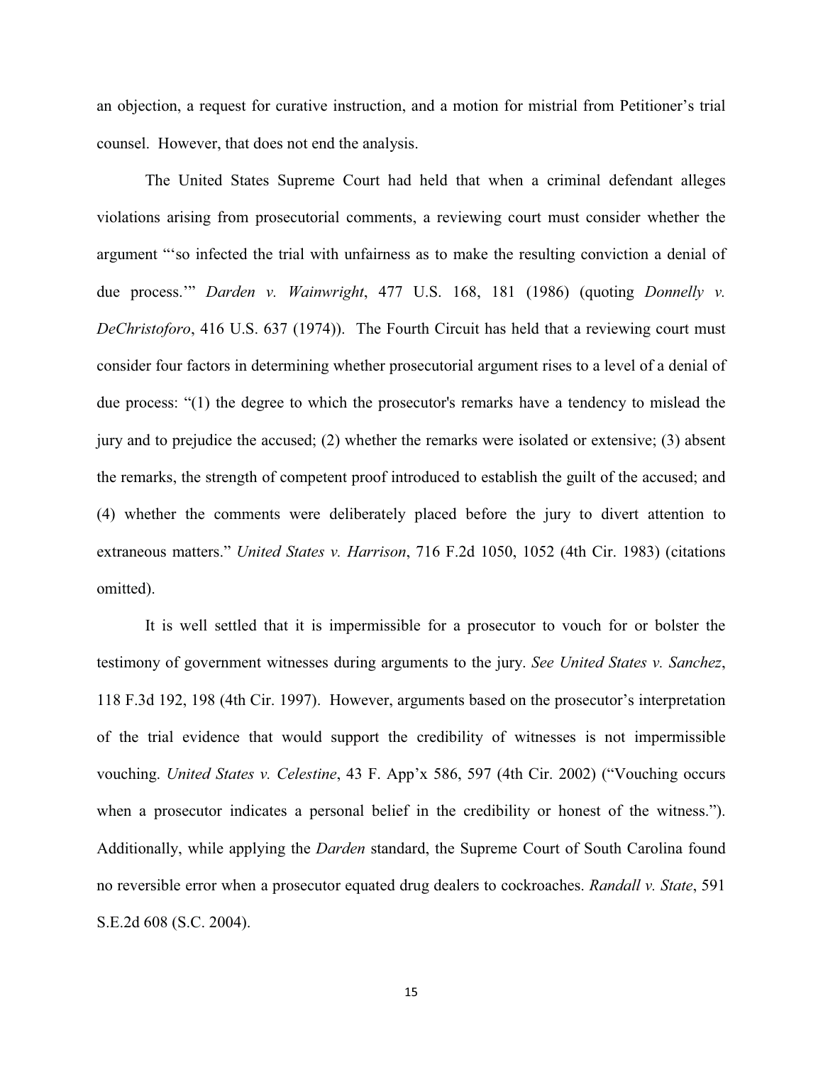an objection, a request for curative instruction, and a motion for mistrial from Petitioner's trial counsel. However, that does not end the analysis.

The United States Supreme Court had held that when a criminal defendant alleges violations arising from prosecutorial comments, a reviewing court must consider whether the argument "'so infected the trial with unfairness as to make the resulting conviction a denial of due process.'" *Darden v. Wainwright*, 477 U.S. 168, 181 (1986) (quoting *Donnelly v. DeChristoforo*, 416 U.S. 637 (1974)). The Fourth Circuit has held that a reviewing court must consider four factors in determining whether prosecutorial argument rises to a level of a denial of due process: "(1) the degree to which the prosecutor's remarks have a tendency to mislead the jury and to prejudice the accused; (2) whether the remarks were isolated or extensive; (3) absent the remarks, the strength of competent proof introduced to establish the guilt of the accused; and (4) whether the comments were deliberately placed before the jury to divert attention to extraneous matters." *United States v. Harrison*, 716 F.2d 1050, 1052 (4th Cir. 1983) (citations omitted).

It is well settled that it is impermissible for a prosecutor to vouch for or bolster the testimony of government witnesses during arguments to the jury. *See United States v. Sanchez*, 118 F.3d 192, 198 (4th Cir. 1997). However, arguments based on the prosecutor's interpretation of the trial evidence that would support the credibility of witnesses is not impermissible vouching. *United States v. Celestine*, 43 F. App'x 586, 597 (4th Cir. 2002) ("Vouching occurs when a prosecutor indicates a personal belief in the credibility or honest of the witness."). Additionally, while applying the *Darden* standard, the Supreme Court of South Carolina found no reversible error when a prosecutor equated drug dealers to cockroaches. *Randall v. State*, 591 S.E.2d 608 (S.C. 2004).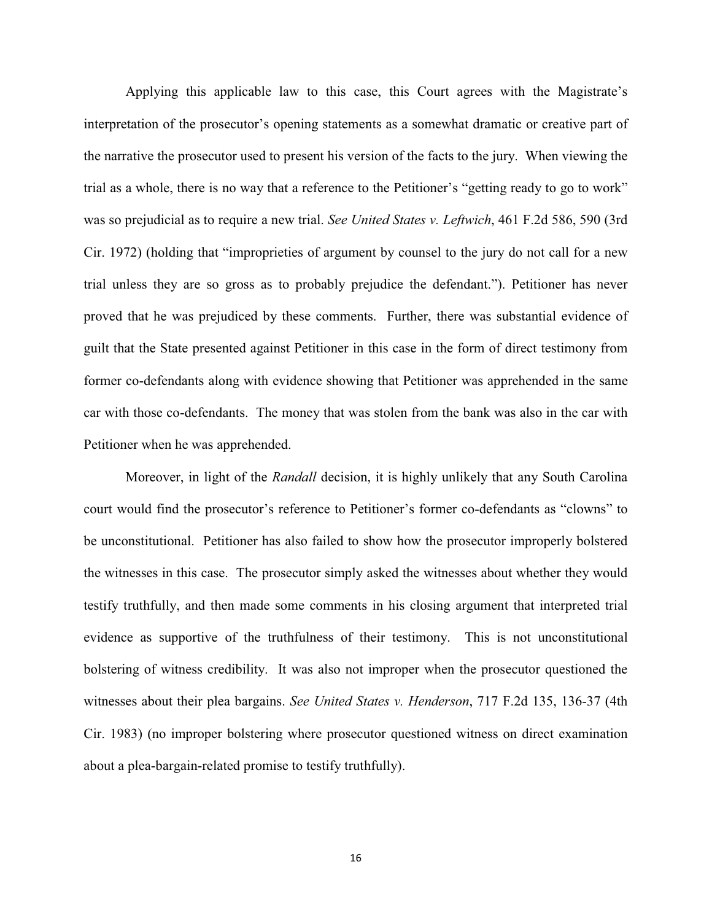Applying this applicable law to this case, this Court agrees with the Magistrate's interpretation of the prosecutor's opening statements as a somewhat dramatic or creative part of the narrative the prosecutor used to present his version of the facts to the jury. When viewing the trial as a whole, there is no way that a reference to the Petitioner's "getting ready to go to work" was so prejudicial as to require a new trial. *See United States v. Leftwich*, 461 F.2d 586, 590 (3rd Cir. 1972) (holding that "improprieties of argument by counsel to the jury do not call for a new trial unless they are so gross as to probably prejudice the defendant."). Petitioner has never proved that he was prejudiced by these comments. Further, there was substantial evidence of guilt that the State presented against Petitioner in this case in the form of direct testimony from former co-defendants along with evidence showing that Petitioner was apprehended in the same car with those co-defendants. The money that was stolen from the bank was also in the car with Petitioner when he was apprehended.

Moreover, in light of the *Randall* decision, it is highly unlikely that any South Carolina court would find the prosecutor's reference to Petitioner's former co-defendants as "clowns" to be unconstitutional. Petitioner has also failed to show how the prosecutor improperly bolstered the witnesses in this case. The prosecutor simply asked the witnesses about whether they would testify truthfully, and then made some comments in his closing argument that interpreted trial evidence as supportive of the truthfulness of their testimony. This is not unconstitutional bolstering of witness credibility. It was also not improper when the prosecutor questioned the witnesses about their plea bargains. *See United States v. Henderson*, 717 F.2d 135, 136-37 (4th Cir. 1983) (no improper bolstering where prosecutor questioned witness on direct examination about a plea-bargain-related promise to testify truthfully).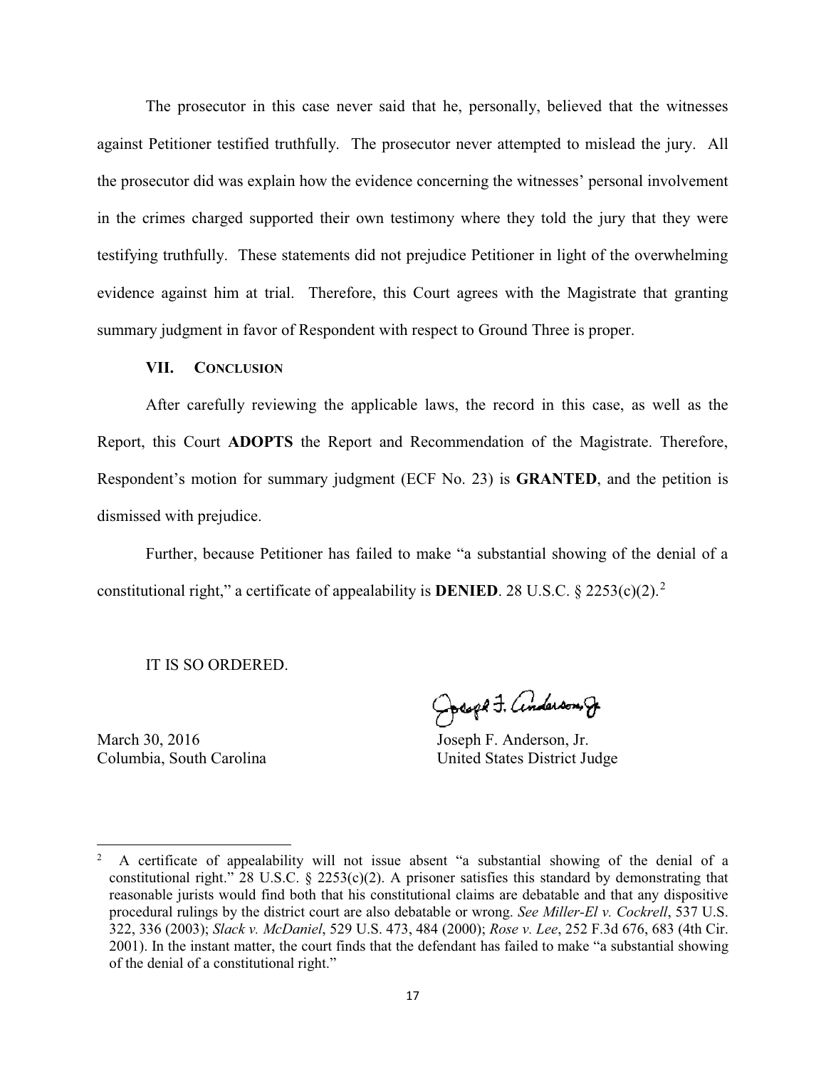The prosecutor in this case never said that he, personally, believed that the witnesses against Petitioner testified truthfully. The prosecutor never attempted to mislead the jury. All the prosecutor did was explain how the evidence concerning the witnesses' personal involvement in the crimes charged supported their own testimony where they told the jury that they were testifying truthfully. These statements did not prejudice Petitioner in light of the overwhelming evidence against him at trial. Therefore, this Court agrees with the Magistrate that granting summary judgment in favor of Respondent with respect to Ground Three is proper.

## VII. CONCLUSION

After carefully reviewing the applicable laws, the record in this case, as well as the Report, this Court **ADOPTS** the Report and Recommendation of the Magistrate. Therefore, Respondent's motion for summary judgment (ECF No. 23) is **GRANTED**, and the petition is dismissed with prejudice.

Further, because Petitioner has failed to make "a substantial showing of the denial of a constitutional right," a certificate of appealability is **DENIED**. 28 U.S.C. § 2253(c)(2).[2]

IT IS SO ORDERED.

March 30, 2016
Columbia, South Carolina

Joseph F. Anderson, Jr.
United States District Judge

---

[2] A certificate of appealability will not issue absent "a substantial showing of the denial of a constitutional right." 28 U.S.C. § 2253(c)(2). A prisoner satisfies this standard by demonstrating that reasonable jurists would find both that his constitutional claims are debatable and that any dispositive procedural rulings by the district court are also debatable or wrong. *See Miller-El v. Cockrell*, 537 U.S. 322, 336 (2003); *Slack v. McDaniel*, 529 U.S. 473, 484 (2000); *Rose v. Lee*, 252 F.3d 676, 683 (4th Cir. 2001). In the instant matter, the court finds that the defendant has failed to make "a substantial showing of the denial of a constitutional right."